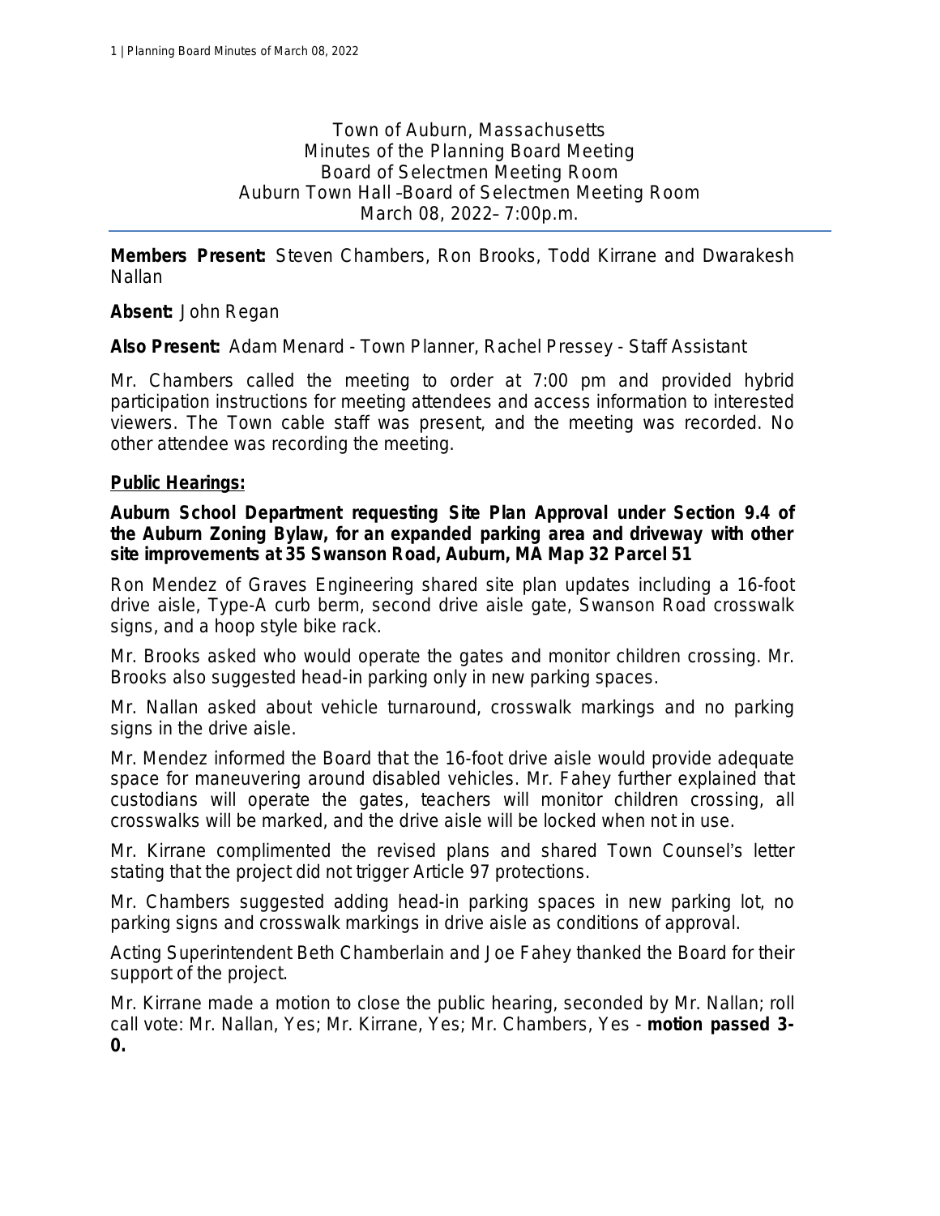Town of Auburn, Massachusetts
Minutes of the Planning Board Meeting
Board of Selectmen Meeting Room
Auburn Town Hall –Board of Selectmen Meeting Room
March 08, 2022– 7:00p.m.

---

**Members Present:** Steven Chambers, Ron Brooks, Todd Kirrane and Dwarakesh Nallan

**Absent:** John Regan

**Also Present:** Adam Menard - Town Planner, Rachel Pressey - Staff Assistant

Mr. Chambers called the meeting to order at 7:00 pm and provided hybrid participation instructions for meeting attendees and access information to interested viewers. The Town cable staff was present, and the meeting was recorded. No other attendee was recording the meeting.

**Public Hearings:**

**Auburn School Department requesting Site Plan Approval under Section 9.4 of the Auburn Zoning Bylaw, for an expanded parking area and driveway with other site improvements at 35 Swanson Road, Auburn, MA Map 32 Parcel 51**

Ron Mendez of Graves Engineering shared site plan updates including a 16-foot drive aisle, Type-A curb berm, second drive aisle gate, Swanson Road crosswalk signs, and a hoop style bike rack.

Mr. Brooks asked who would operate the gates and monitor children crossing. Mr. Brooks also suggested head-in parking only in new parking spaces.

Mr. Nallan asked about vehicle turnaround, crosswalk markings and no parking signs in the drive aisle.

Mr. Mendez informed the Board that the 16-foot drive aisle would provide adequate space for maneuvering around disabled vehicles. Mr. Fahey further explained that custodians will operate the gates, teachers will monitor children crossing, all crosswalks will be marked, and the drive aisle will be locked when not in use.

Mr. Kirrane complimented the revised plans and shared Town Counsel's letter stating that the project did not trigger Article 97 protections.

Mr. Chambers suggested adding head-in parking spaces in new parking lot, no parking signs and crosswalk markings in drive aisle as conditions of approval.

Acting Superintendent Beth Chamberlain and Joe Fahey thanked the Board for their support of the project.

Mr. Kirrane made a motion to close the public hearing, seconded by Mr. Nallan; roll call vote: Mr. Nallan, Yes; Mr. Kirrane, Yes; Mr. Chambers, Yes - **motion passed 3-0.**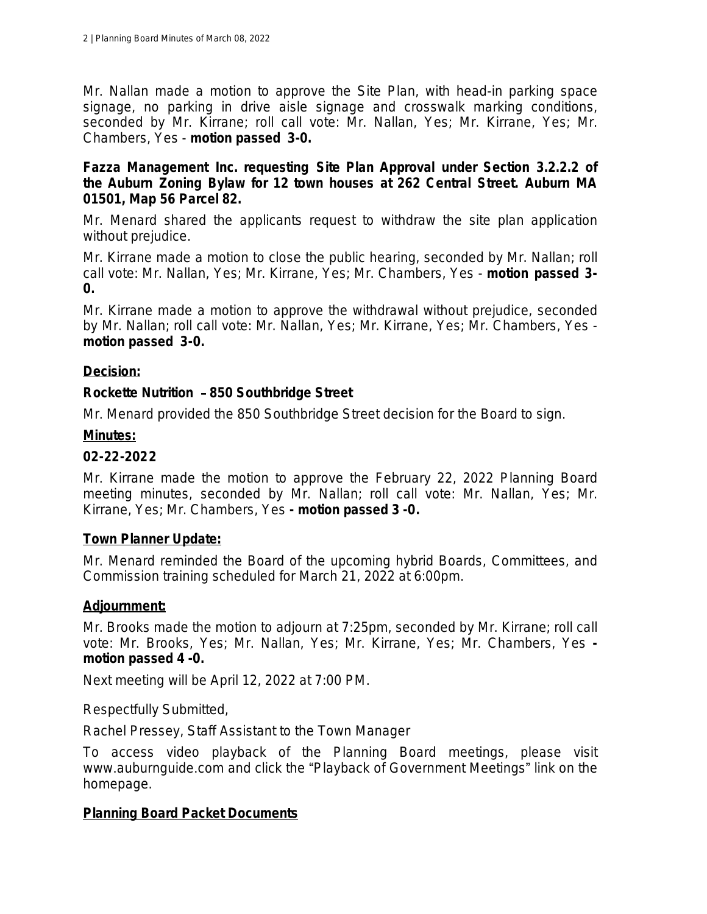Mr. Nallan made a motion to approve the Site Plan, with head-in parking space signage, no parking in drive aisle signage and crosswalk marking conditions, seconded by Mr. Kirrane; roll call vote: Mr. Nallan, Yes; Mr. Kirrane, Yes; Mr. Chambers, Yes - **motion passed 3-0.**

**Fazza Management Inc. requesting Site Plan Approval under Section 3.2.2.2 of the Auburn Zoning Bylaw for 12 town houses at 262 Central Street. Auburn MA 01501, Map 56 Parcel 82.**

Mr. Menard shared the applicants request to withdraw the site plan application without prejudice.

Mr. Kirrane made a motion to close the public hearing, seconded by Mr. Nallan; roll call vote: Mr. Nallan, Yes; Mr. Kirrane, Yes; Mr. Chambers, Yes - **motion passed 3-0.**

Mr. Kirrane made a motion to approve the withdrawal without prejudice, seconded by Mr. Nallan; roll call vote: Mr. Nallan, Yes; Mr. Kirrane, Yes; Mr. Chambers, Yes - **motion passed 3-0.**

**Decision:**

**Rockette Nutrition – 850 Southbridge Street**

Mr. Menard provided the 850 Southbridge Street decision for the Board to sign.

**Minutes:**

**02-22-2022**

Mr. Kirrane made the motion to approve the February 22, 2022 Planning Board meeting minutes, seconded by Mr. Nallan; roll call vote: Mr. Nallan, Yes; Mr. Kirrane, Yes; Mr. Chambers, Yes **- motion passed 3 -0.**

**Town Planner Update:**

Mr. Menard reminded the Board of the upcoming hybrid Boards, Committees, and Commission training scheduled for March 21, 2022 at 6:00pm.

**Adjournment:**

Mr. Brooks made the motion to adjourn at 7:25pm, seconded by Mr. Kirrane; roll call vote: Mr. Brooks, Yes; Mr. Nallan, Yes; Mr. Kirrane, Yes; Mr. Chambers, Yes **- motion passed 4 -0.**

Next meeting will be April 12, 2022 at 7:00 PM.

Respectfully Submitted,

Rachel Pressey, Staff Assistant to the Town Manager

To access video playback of the Planning Board meetings, please visit www.auburnguide.com and click the "Playback of Government Meetings" link on the homepage.

**Planning Board Packet Documents**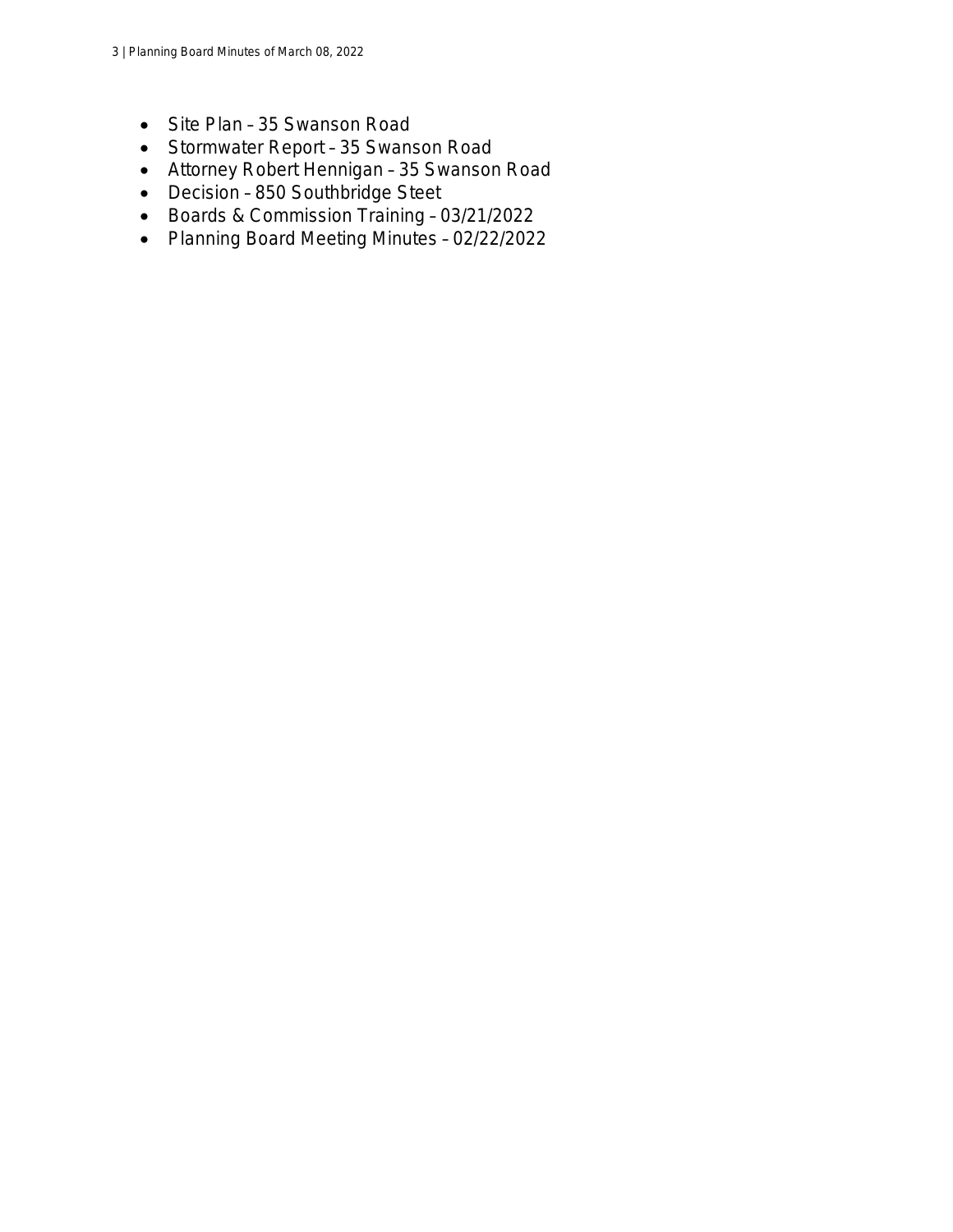- Site Plan – 35 Swanson Road
- Stormwater Report – 35 Swanson Road
- Attorney Robert Hennigan – 35 Swanson Road
- Decision – 850 Southbridge Steet
- Boards & Commission Training – 03/21/2022
- Planning Board Meeting Minutes – 02/22/2022